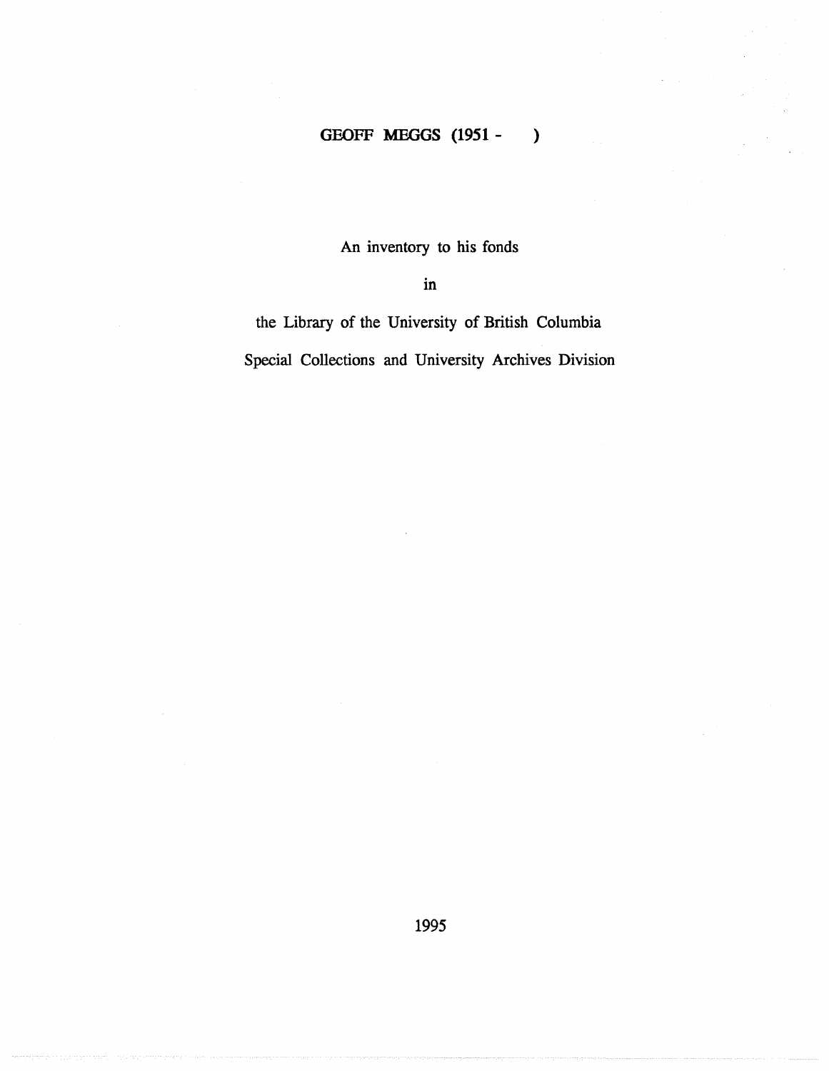# GEOFF MEGGS (1951 - )

An inventory to his fonds

in

the Library of the University of British Columbia

Special Collections and University Archives Division

1995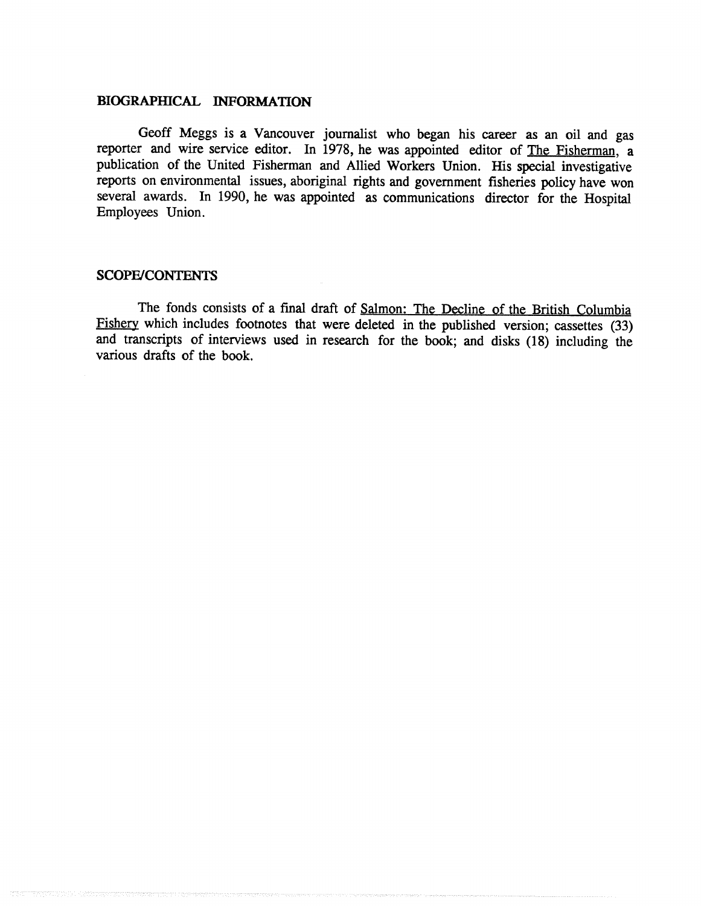## BIOGRAPHICAL INFORMATION

Geoff Meggs is a Vancouver journalist who began his career as an oil and gas reporter and wire service editor. In 1978, he was appointed editor of The Fisherman, a publication of the United Fisherman and Allied Workers Union. His special investigative reports on environmental issues, aboriginal rights and government fisheries policy have won several awards. In 1990, he was appointed as communications director for the Hospital Employees Union.

## SCOPE/CONTENTS

The fonds consists of a final draft of Salmon: The Decline of the British Columbia Fishery which includes footnotes that were deleted in the published version; cassettes (33) and transcripts of interviews used in research for the book; and disks (18) including the various drafts of the book.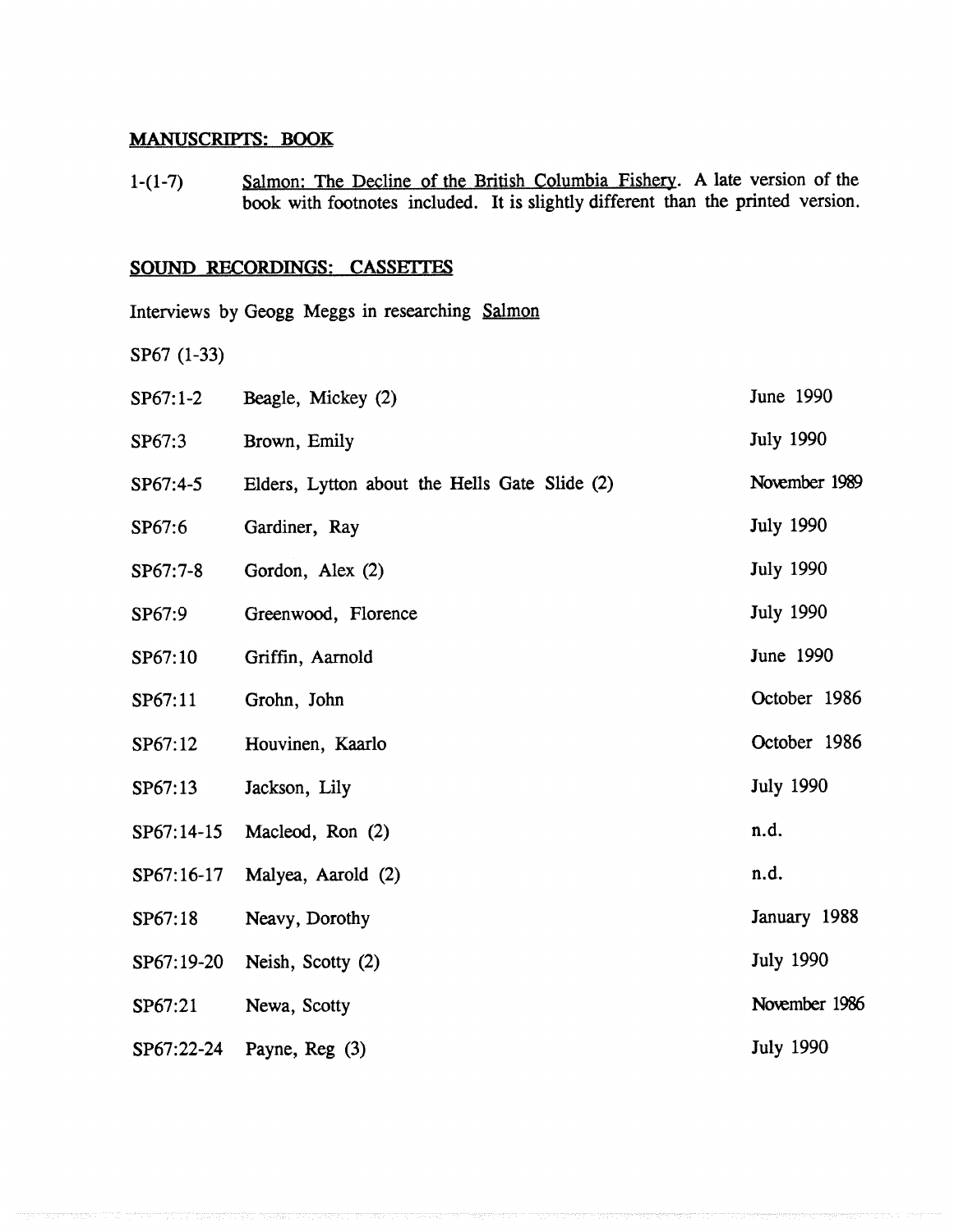## MANUSCRIPTS: BOOK

1-(1-7) Salmon: The Decline of the British Columbia Fishery. A late version of the book with footnotes included. It is slightly different than the printed version.

## SOUND RECORDINGS: CASSETTES

Interviews by Geogg Meggs in researching Salmon

SP67 (1-33)

| | | |
|---|---|---|
| SP67:1-2 | Beagle, Mickey (2) | June 1990 |
| SP67:3 | Brown, Emily | July 1990 |
| SP67:4-5 | Elders, Lytton about the Hells Gate Slide (2) | November 1989 |
| SP67:6 | Gardiner, Ray | July 1990 |
| SP67:7-8 | Gordon, Alex (2) | July 1990 |
| SP67:9 | Greenwood, Florence | July 1990 |
| SP67:10 | Griffin, Aarnold | June 1990 |
| SP67:11 | Grohn, John | October 1986 |
| SP67:12 | Houvinen, Kaarlo | October 1986 |
| SP67:13 | Jackson, Lily | July 1990 |
| SP67:14-15 | Macleod, Ron (2) | n.d. |
| SP67:16-17 | Malyea, Aarold (2) | n.d. |
| SP67:18 | Neavy, Dorothy | January 1988 |
| SP67:19-20 | Neish, Scotty (2) | July 1990 |
| SP67:21 | Newa, Scotty | November 1986 |
| SP67:22-24 | Payne, Reg (3) | July 1990 |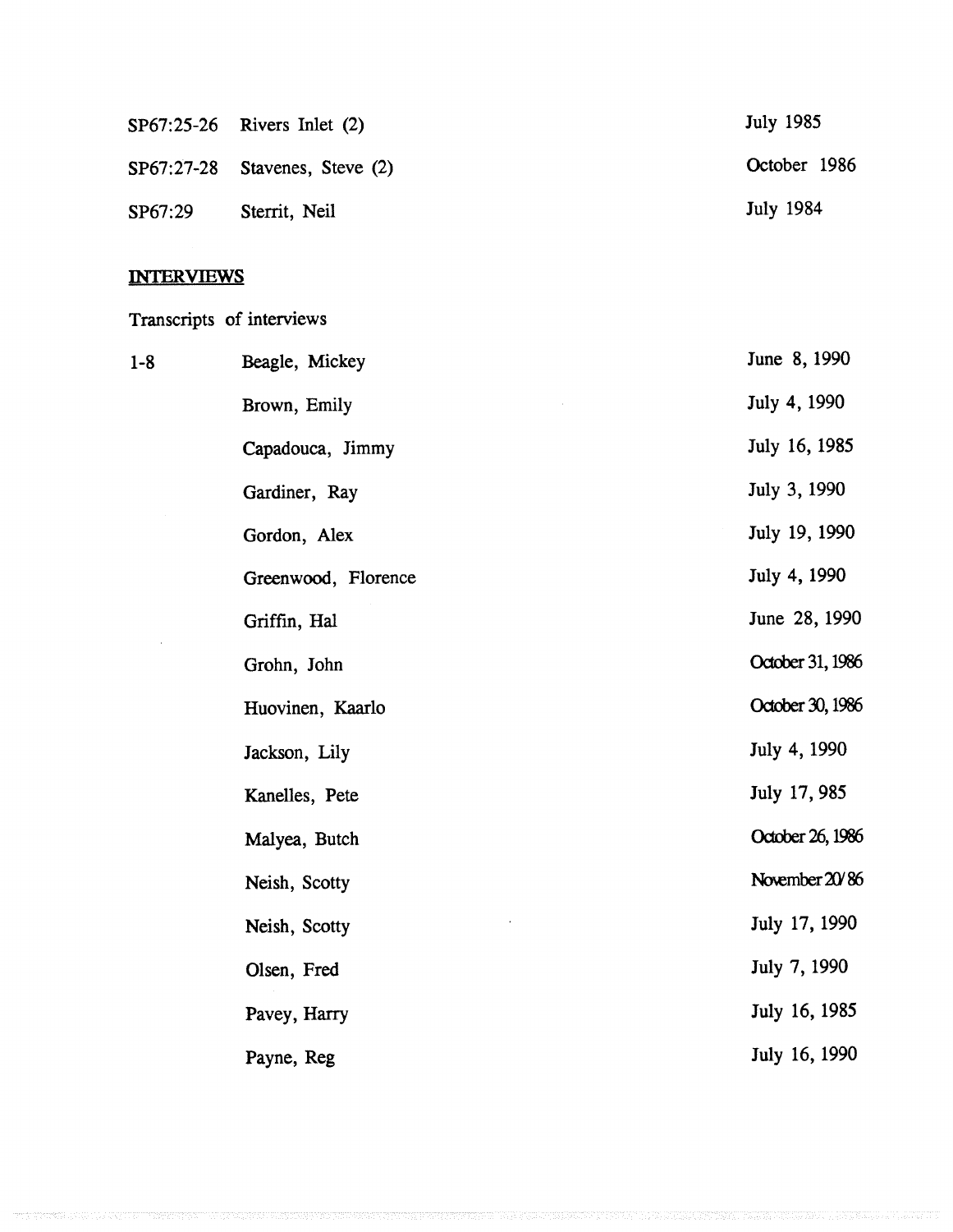| | | |
|---|---|---|
| SP67:25-26 | Rivers Inlet (2) | July 1985 |
| SP67:27-28 | Stavenes, Steve (2) | October 1986 |
| SP67:29 | Sterrit, Neil | July 1984 |

**INTERVIEWS**

Transcripts of interviews

| | | |
|---|---|---|
| 1-8 | Beagle, Mickey | June 8, 1990 |
| | Brown, Emily | July 4, 1990 |
| | Capadouca, Jimmy | July 16, 1985 |
| | Gardiner, Ray | July 3, 1990 |
| | Gordon, Alex | July 19, 1990 |
| | Greenwood, Florence | July 4, 1990 |
| | Griffin, Hal | June 28, 1990 |
| | Grohn, John | October 31, 1986 |
| | Huovinen, Kaarlo | October 30, 1986 |
| | Jackson, Lily | July 4, 1990 |
| | Kanelles, Pete | July 17, 985 |
| | Malyea, Butch | October 26, 1986 |
| | Neish, Scotty | November 20/86 |
| | Neish, Scotty | July 17, 1990 |
| | Olsen, Fred | July 7, 1990 |
| | Pavey, Harry | July 16, 1985 |
| | Payne, Reg | July 16, 1990 |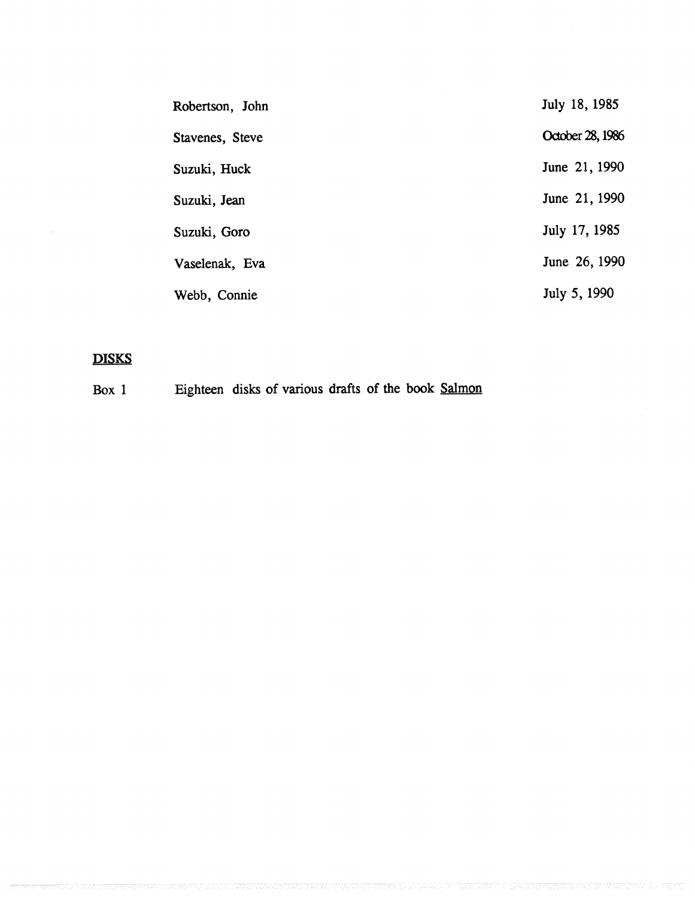| | |
|---|---|
| Robertson, John | July 18, 1985 |
| Stavenes, Steve | October 28, 1986 |
| Suzuki, Huck | June 21, 1990 |
| Suzuki, Jean | June 21, 1990 |
| Suzuki, Goro | July 17, 1985 |
| Vaselenak, Eva | June 26, 1990 |
| Webb, Connie | July 5, 1990 |

**DISKS**

| | |
|---|---|
| Box 1 | Eighteen disks of various drafts of the book Salmon |